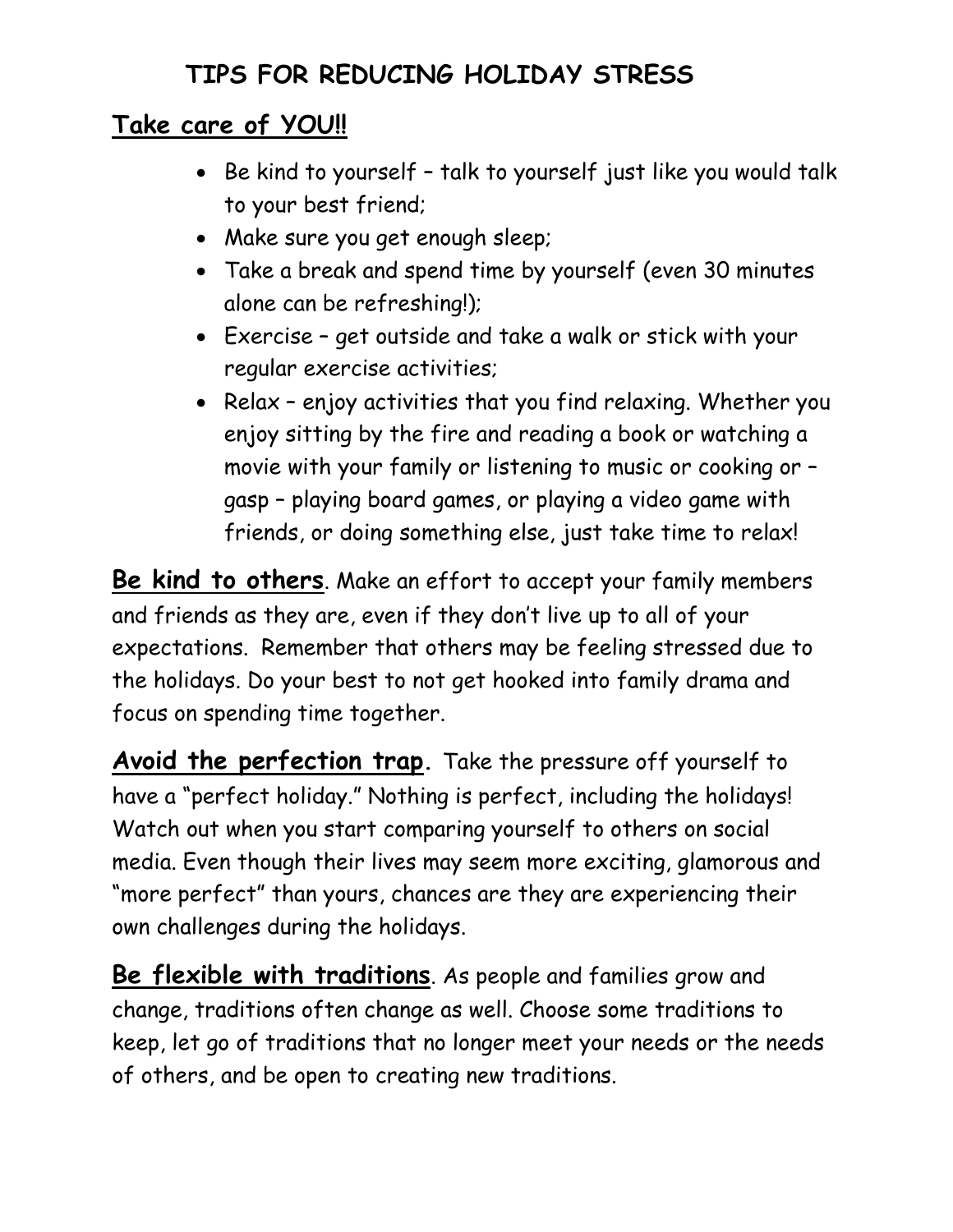# TIPS FOR REDUCING HOLIDAY STRESS

## Take care of YOU!!

- Be kind to yourself – talk to yourself just like you would talk to your best friend;
- Make sure you get enough sleep;
- Take a break and spend time by yourself (even 30 minutes alone can be refreshing!);
- Exercise – get outside and take a walk or stick with your regular exercise activities;
- Relax – enjoy activities that you find relaxing. Whether you enjoy sitting by the fire and reading a book or watching a movie with your family or listening to music or cooking or – gasp – playing board games, or playing a video game with friends, or doing something else, just take time to relax!

**Be kind to others**. Make an effort to accept your family members and friends as they are, even if they don't live up to all of your expectations. Remember that others may be feeling stressed due to the holidays. Do your best to not get hooked into family drama and focus on spending time together.

**Avoid the perfection trap.** Take the pressure off yourself to have a "perfect holiday." Nothing is perfect, including the holidays! Watch out when you start comparing yourself to others on social media. Even though their lives may seem more exciting, glamorous and "more perfect" than yours, chances are they are experiencing their own challenges during the holidays.

**Be flexible with traditions**. As people and families grow and change, traditions often change as well. Choose some traditions to keep, let go of traditions that no longer meet your needs or the needs of others, and be open to creating new traditions.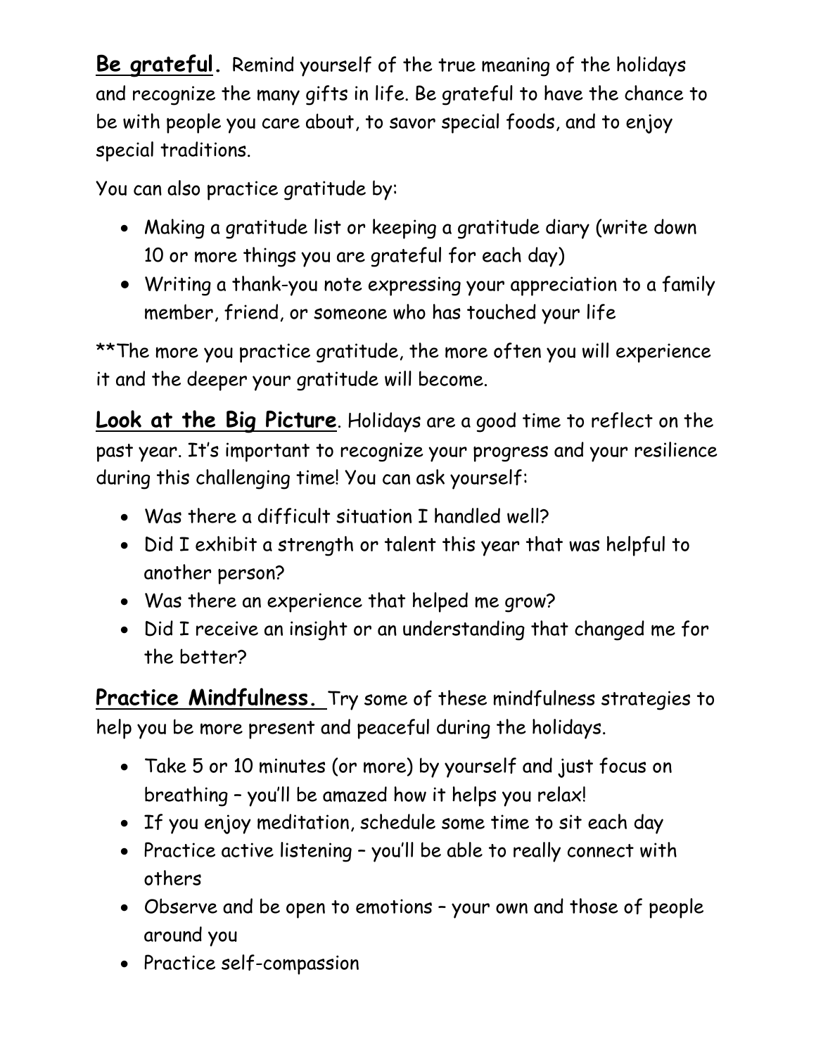**Be grateful.** Remind yourself of the true meaning of the holidays and recognize the many gifts in life. Be grateful to have the chance to be with people you care about, to savor special foods, and to enjoy special traditions.

You can also practice gratitude by:

- Making a gratitude list or keeping a gratitude diary (write down 10 or more things you are grateful for each day)
- Writing a thank-you note expressing your appreciation to a family member, friend, or someone who has touched your life

**The more you practice gratitude, the more often you will experience it and the deeper your gratitude will become.

**Look at the Big Picture**. Holidays are a good time to reflect on the past year. It's important to recognize your progress and your resilience during this challenging time! You can ask yourself:

- Was there a difficult situation I handled well?
- Did I exhibit a strength or talent this year that was helpful to another person?
- Was there an experience that helped me grow?
- Did I receive an insight or an understanding that changed me for the better?

**Practice Mindfulness.** Try some of these mindfulness strategies to help you be more present and peaceful during the holidays.

- Take 5 or 10 minutes (or more) by yourself and just focus on breathing – you'll be amazed how it helps you relax!
- If you enjoy meditation, schedule some time to sit each day
- Practice active listening – you'll be able to really connect with others
- Observe and be open to emotions – your own and those of people around you
- Practice self-compassion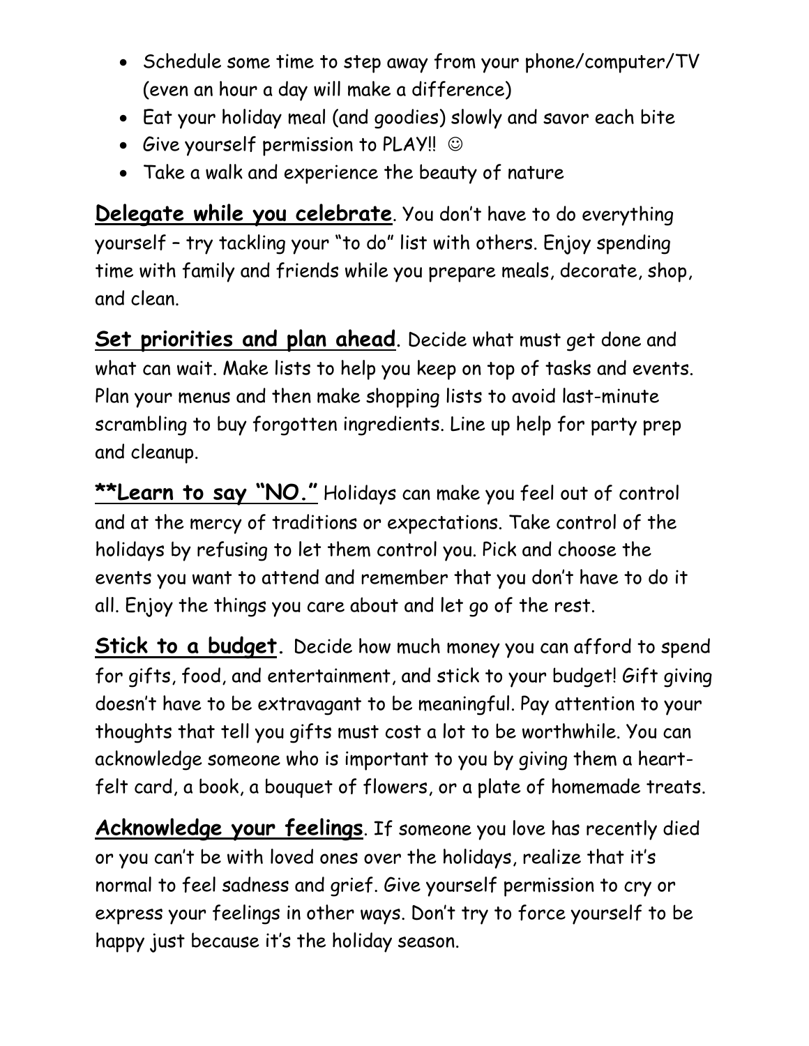- Schedule some time to step away from your phone/computer/TV (even an hour a day will make a difference)
- Eat your holiday meal (and goodies) slowly and savor each bite
- Give yourself permission to PLAY!! ☺
- Take a walk and experience the beauty of nature

<u>**Delegate while you celebrate**</u>. You don't have to do everything yourself – try tackling your "to do" list with others. Enjoy spending time with family and friends while you prepare meals, decorate, shop, and clean.

<u>**Set priorities and plan ahead**</u>. Decide what must get done and what can wait. Make lists to help you keep on top of tasks and events. Plan your menus and then make shopping lists to avoid last-minute scrambling to buy forgotten ingredients. Line up help for party prep and cleanup.

<u>**\*\*Learn to say "NO."**</u> Holidays can make you feel out of control and at the mercy of traditions or expectations. Take control of the holidays by refusing to let them control you. Pick and choose the events you want to attend and remember that you don't have to do it all. Enjoy the things you care about and let go of the rest.

<u>**Stick to a budget**</u>. Decide how much money you can afford to spend for gifts, food, and entertainment, and stick to your budget! Gift giving doesn't have to be extravagant to be meaningful. Pay attention to your thoughts that tell you gifts must cost a lot to be worthwhile. You can acknowledge someone who is important to you by giving them a heart-felt card, a book, a bouquet of flowers, or a plate of homemade treats.

<u>**Acknowledge your feelings**</u>. If someone you love has recently died or you can't be with loved ones over the holidays, realize that it's normal to feel sadness and grief. Give yourself permission to cry or express your feelings in other ways. Don't try to force yourself to be happy just because it's the holiday season.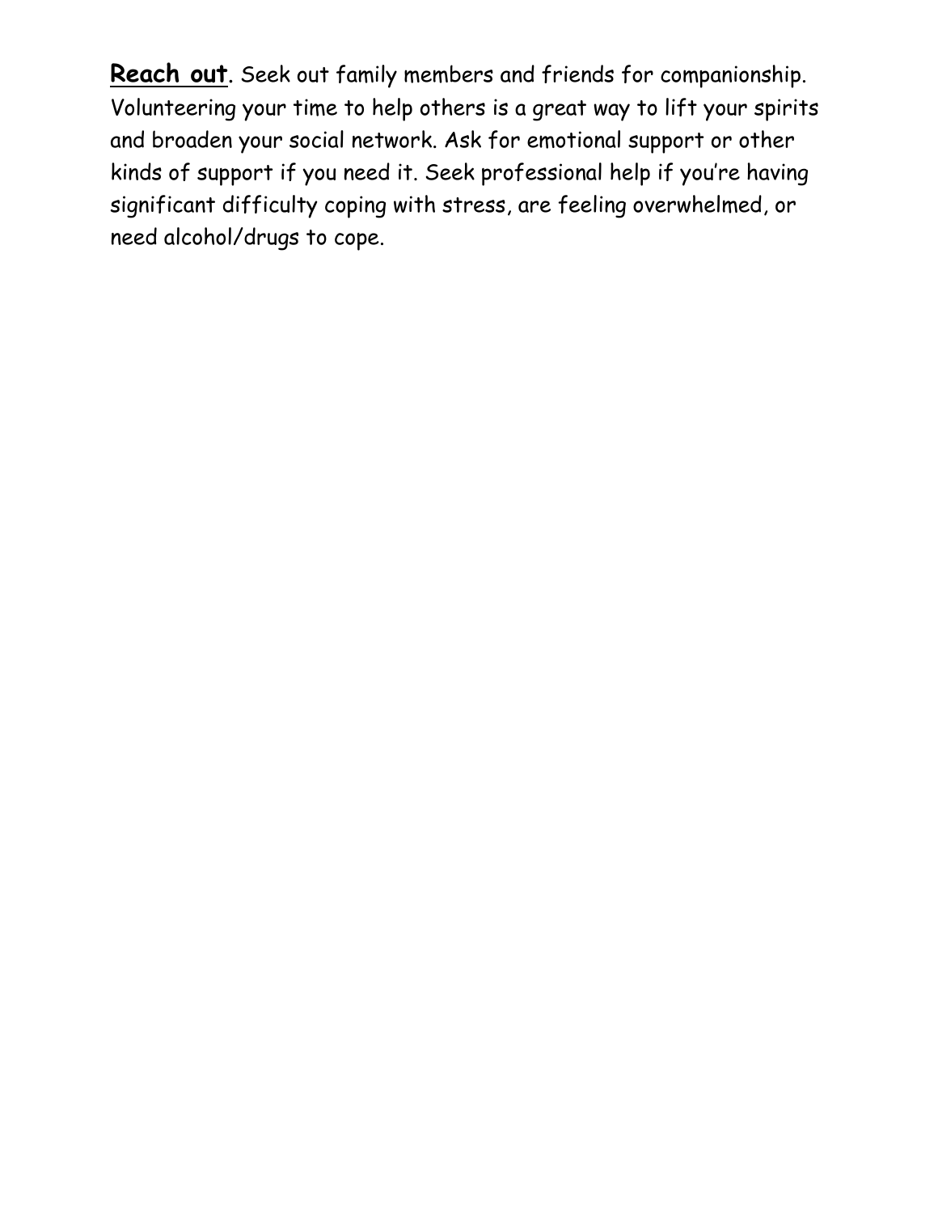**Reach out**. Seek out family members and friends for companionship. Volunteering your time to help others is a great way to lift your spirits and broaden your social network. Ask for emotional support or other kinds of support if you need it. Seek professional help if you're having significant difficulty coping with stress, are feeling overwhelmed, or need alcohol/drugs to cope.